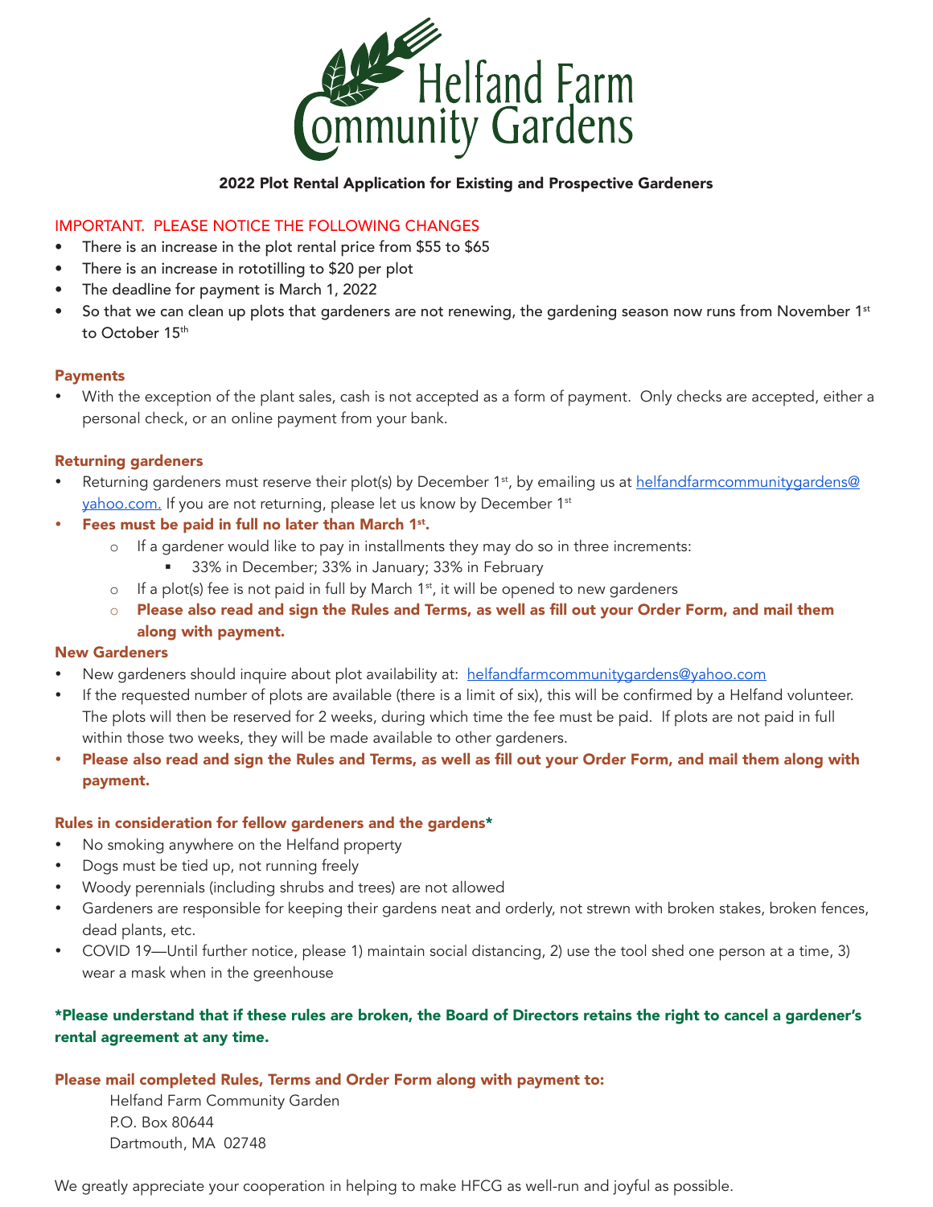# Helfand Farm Community Gardens

**2022 Plot Rental Application for Existing and Prospective Gardeners**

IMPORTANT. PLEASE NOTICE THE FOLLOWING CHANGES

- There is an increase in the plot rental price from $55 to $65
- There is an increase in rototilling to $20 per plot
- The deadline for payment is March 1, 2022
- So that we can clean up plots that gardeners are not renewing, the gardening season now runs from November 1st to October 15th

**Payments**

- With the exception of the plant sales, cash is not accepted as a form of payment. Only checks are accepted, either a personal check, or an online payment from your bank.

**Returning gardeners**

- Returning gardeners must reserve their plot(s) by December 1st, by emailing us at helfandfarmcommunitygardens@yahoo.com. If you are not returning, please let us know by December 1st
- **Fees must be paid in full no later than March 1st.**
  - If a gardener would like to pay in installments they may do so in three increments:
    - 33% in December; 33% in January; 33% in February
  - If a plot(s) fee is not paid in full by March 1st, it will be opened to new gardeners
  - **Please also read and sign the Rules and Terms, as well as fill out your Order Form, and mail them along with payment.**

**New Gardeners**

- New gardeners should inquire about plot availability at: helfandfarmcommunitygardens@yahoo.com
- If the requested number of plots are available (there is a limit of six), this will be confirmed by a Helfand volunteer. The plots will then be reserved for 2 weeks, during which time the fee must be paid. If plots are not paid in full within those two weeks, they will be made available to other gardeners.
- **Please also read and sign the Rules and Terms, as well as fill out your Order Form, and mail them along with payment.**

**Rules in consideration for fellow gardeners and the gardens***

- No smoking anywhere on the Helfand property
- Dogs must be tied up, not running freely
- Woody perennials (including shrubs and trees) are not allowed
- Gardeners are responsible for keeping their gardens neat and orderly, not strewn with broken stakes, broken fences, dead plants, etc.
- COVID 19—Until further notice, please 1) maintain social distancing, 2) use the tool shed one person at a time, 3) wear a mask when in the greenhouse

**\*Please understand that if these rules are broken, the Board of Directors retains the right to cancel a gardener's rental agreement at any time.**

**Please mail completed Rules, Terms and Order Form along with payment to:**

Helfand Farm Community Garden
P.O. Box 80644
Dartmouth, MA 02748

We greatly appreciate your cooperation in helping to make HFCG as well-run and joyful as possible.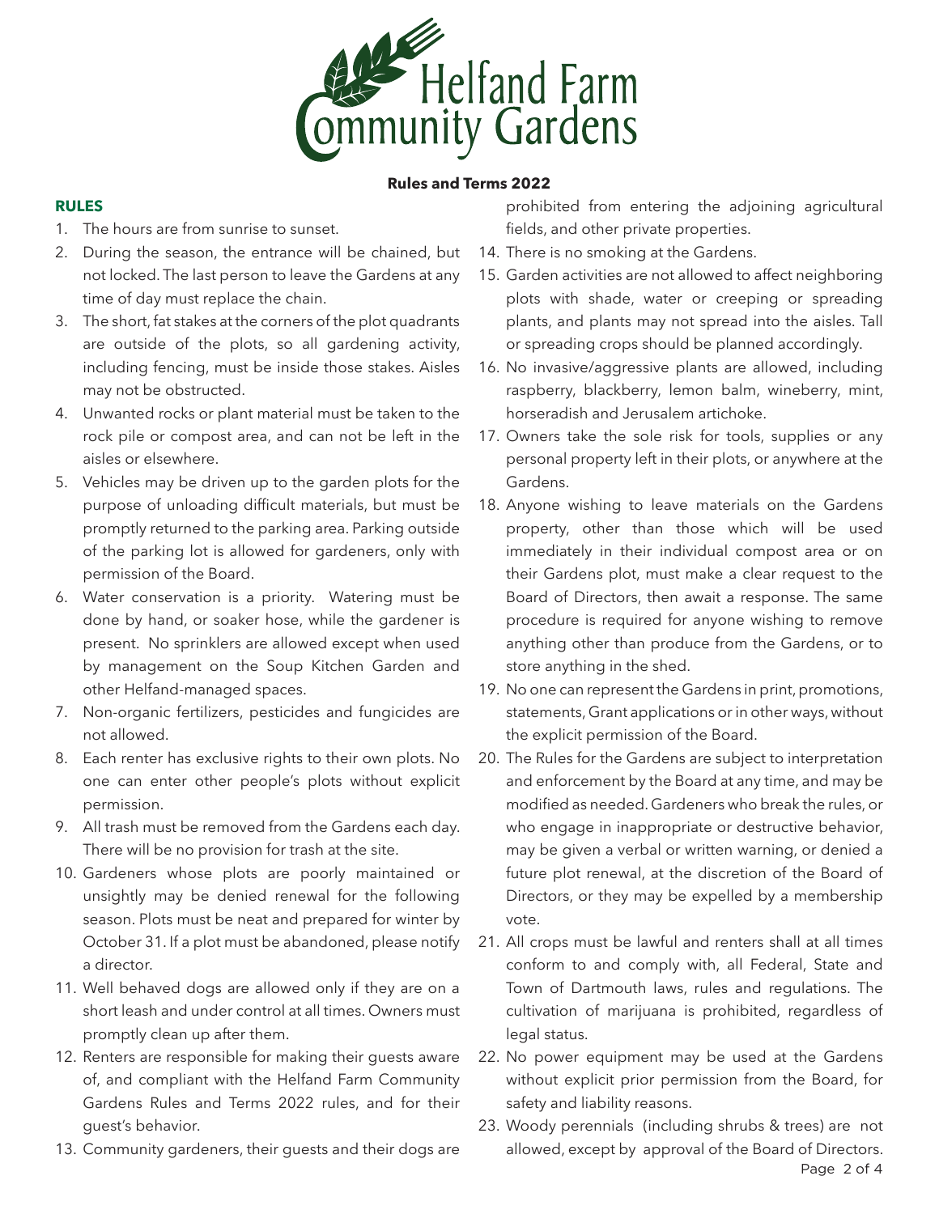# Helfand Farm Community Gardens

**Rules and Terms 2022**

## RULES

1. The hours are from sunrise to sunset.
2. During the season, the entrance will be chained, but not locked. The last person to leave the Gardens at any time of day must replace the chain.
3. The short, fat stakes at the corners of the plot quadrants are outside of the plots, so all gardening activity, including fencing, must be inside those stakes. Aisles may not be obstructed.
4. Unwanted rocks or plant material must be taken to the rock pile or compost area, and can not be left in the aisles or elsewhere.
5. Vehicles may be driven up to the garden plots for the purpose of unloading difficult materials, but must be promptly returned to the parking area. Parking outside of the parking lot is allowed for gardeners, only with permission of the Board.
6. Water conservation is a priority. Watering must be done by hand, or soaker hose, while the gardener is present. No sprinklers are allowed except when used by management on the Soup Kitchen Garden and other Helfand-managed spaces.
7. Non-organic fertilizers, pesticides and fungicides are not allowed.
8. Each renter has exclusive rights to their own plots. No one can enter other people's plots without explicit permission.
9. All trash must be removed from the Gardens each day. There will be no provision for trash at the site.
10. Gardeners whose plots are poorly maintained or unsightly may be denied renewal for the following season. Plots must be neat and prepared for winter by October 31. If a plot must be abandoned, please notify a director.
11. Well behaved dogs are allowed only if they are on a short leash and under control at all times. Owners must promptly clean up after them.
12. Renters are responsible for making their guests aware of, and compliant with the Helfand Farm Community Gardens Rules and Terms 2022 rules, and for their guest's behavior.
13. Community gardeners, their guests and their dogs are prohibited from entering the adjoining agricultural fields, and other private properties.
14. There is no smoking at the Gardens.
15. Garden activities are not allowed to affect neighboring plots with shade, water or creeping or spreading plants, and plants may not spread into the aisles. Tall or spreading crops should be planned accordingly.
16. No invasive/aggressive plants are allowed, including raspberry, blackberry, lemon balm, wineberry, mint, horseradish and Jerusalem artichoke.
17. Owners take the sole risk for tools, supplies or any personal property left in their plots, or anywhere at the Gardens.
18. Anyone wishing to leave materials on the Gardens property, other than those which will be used immediately in their individual compost area or on their Gardens plot, must make a clear request to the Board of Directors, then await a response. The same procedure is required for anyone wishing to remove anything other than produce from the Gardens, or to store anything in the shed.
19. No one can represent the Gardens in print, promotions, statements, Grant applications or in other ways, without the explicit permission of the Board.
20. The Rules for the Gardens are subject to interpretation and enforcement by the Board at any time, and may be modified as needed. Gardeners who break the rules, or who engage in inappropriate or destructive behavior, may be given a verbal or written warning, or denied a future plot renewal, at the discretion of the Board of Directors, or they may be expelled by a membership vote.
21. All crops must be lawful and renters shall at all times conform to and comply with, all Federal, State and Town of Dartmouth laws, rules and regulations. The cultivation of marijuana is prohibited, regardless of legal status.
22. No power equipment may be used at the Gardens without explicit prior permission from the Board, for safety and liability reasons.
23. Woody perennials (including shrubs & trees) are not allowed, except by approval of the Board of Directors.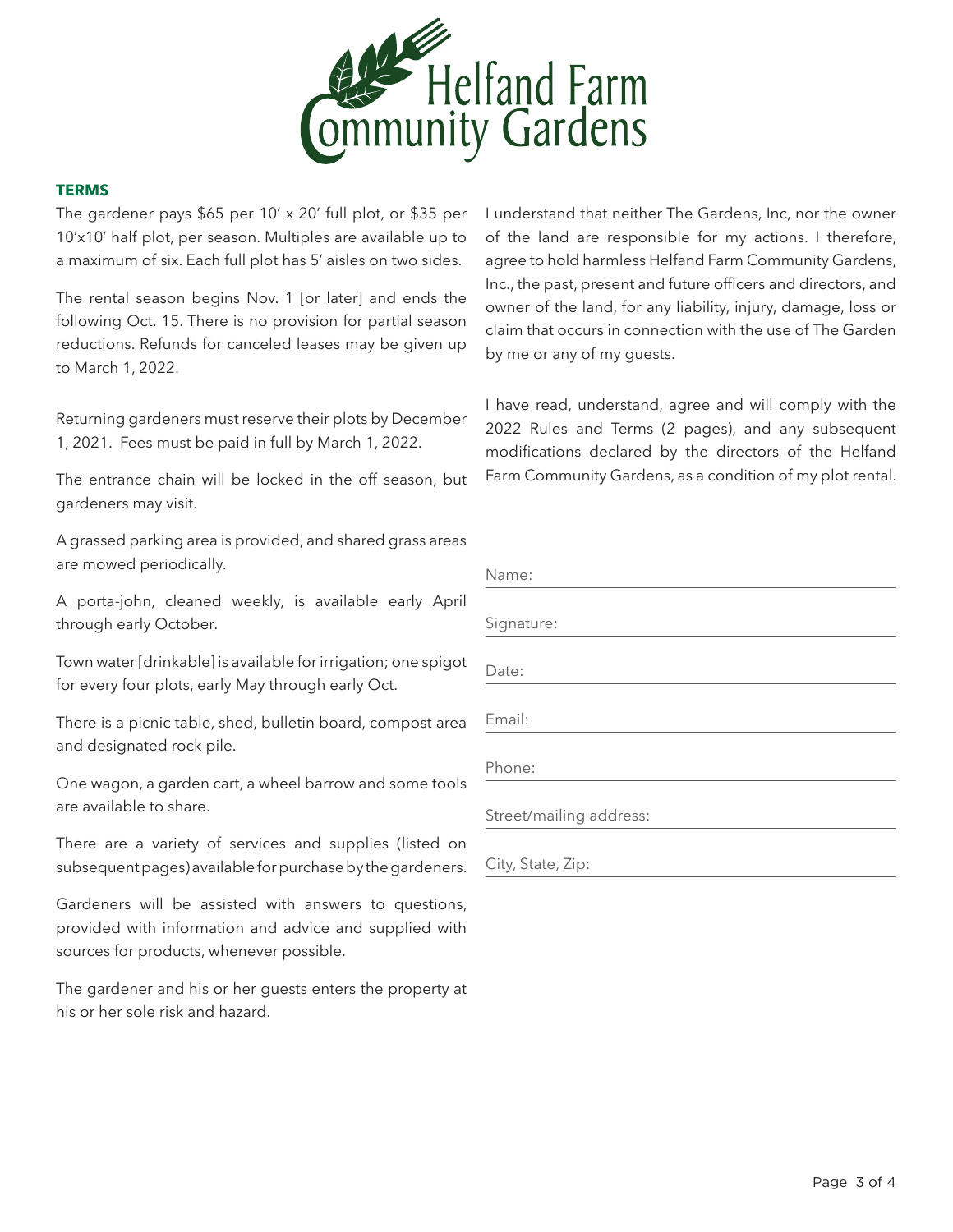Helfand Farm Community Gardens

**TERMS**

The gardener pays $65 per 10' x 20' full plot, or $35 per 10'x10' half plot, per season. Multiples are available up to a maximum of six. Each full plot has 5' aisles on two sides.

The rental season begins Nov. 1 [or later] and ends the following Oct. 15. There is no provision for partial season reductions. Refunds for canceled leases may be given up to March 1, 2022.

Returning gardeners must reserve their plots by December 1, 2021. Fees must be paid in full by March 1, 2022.

The entrance chain will be locked in the off season, but gardeners may visit.

A grassed parking area is provided, and shared grass areas are mowed periodically.

A porta-john, cleaned weekly, is available early April through early October.

Town water [drinkable] is available for irrigation; one spigot for every four plots, early May through early Oct.

There is a picnic table, shed, bulletin board, compost area and designated rock pile.

One wagon, a garden cart, a wheel barrow and some tools are available to share.

There are a variety of services and supplies (listed on subsequent pages) available for purchase by the gardeners.

Gardeners will be assisted with answers to questions, provided with information and advice and supplied with sources for products, whenever possible.

The gardener and his or her guests enters the property at his or her sole risk and hazard.

I understand that neither The Gardens, Inc, nor the owner of the land are responsible for my actions. I therefore, agree to hold harmless Helfand Farm Community Gardens, Inc., the past, present and future officers and directors, and owner of the land, for any liability, injury, damage, loss or claim that occurs in connection with the use of The Garden by me or any of my guests.

I have read, understand, agree and will comply with the 2022 Rules and Terms (2 pages), and any subsequent modifications declared by the directors of the Helfand Farm Community Gardens, as a condition of my plot rental.

Name: \_\_\_\_\_\_\_\_\_\_\_\_\_\_\_\_\_\_\_\_

Signature: \_\_\_\_\_\_\_\_\_\_\_\_\_\_\_\_\_\_\_\_

Date: \_\_\_\_\_\_\_\_\_\_\_\_\_\_\_\_\_\_\_\_

Email: \_\_\_\_\_\_\_\_\_\_\_\_\_\_\_\_\_\_\_\_

Phone: \_\_\_\_\_\_\_\_\_\_\_\_\_\_\_\_\_\_\_\_

Street/mailing address: \_\_\_\_\_\_\_\_\_\_\_\_\_\_\_\_\_\_\_\_

City, State, Zip: \_\_\_\_\_\_\_\_\_\_\_\_\_\_\_\_\_\_\_\_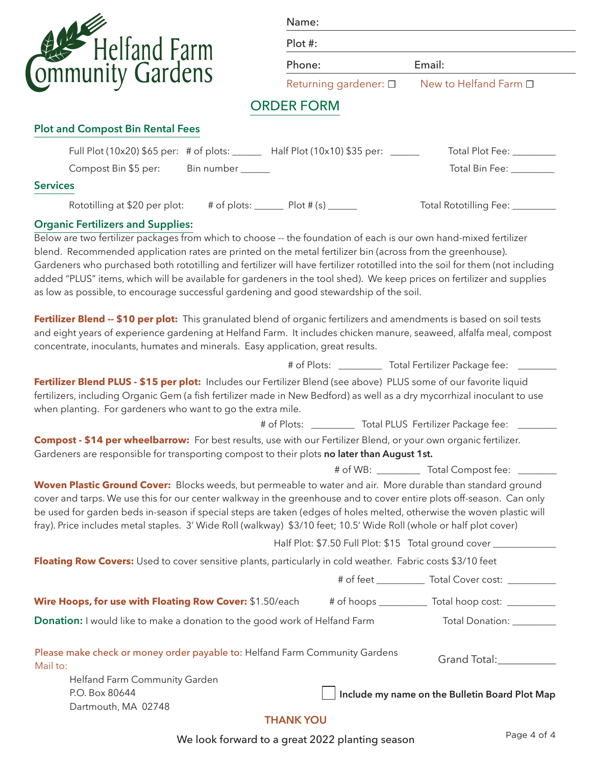Helfand Farm Community Gardens

Name:

Plot #:

Phone: Email:

Returning gardener: ☐ New to Helfand Farm ☐

# ORDER FORM

## Plot and Compost Bin Rental Fees

Full Plot (10x20) $65 per: # of plots: ______ Half Plot (10x10) $35 per: ______ Total Plot Fee: _________

Compost Bin $5 per: Bin number ______ Total Bin Fee: _________

## Services

Rotottilling at $20 per plot: # of plots: ______ Plot # (s) ______ Total Rototilling Fee: _________

## Organic Fertilizers and Supplies:

Below are two fertilizer packages from which to choose -- the foundation of each is our own hand-mixed fertilizer blend. Recommended application rates are printed on the metal fertilizer bin (across from the greenhouse). Gardeners who purchased both rototilling and fertilizer will have fertilizer rototilled into the soil for them (not including added "PLUS" items, which will be available for gardeners in the tool shed). We keep prices on fertilizer and supplies as low as possible, to encourage successful gardening and good stewardship of the soil.

**Fertilizer Blend -- $10 per plot:** This granulated blend of organic fertilizers and amendments is based on soil tests and eight years of experience gardening at Helfand Farm. It includes chicken manure, seaweed, alfalfa meal, compost concentrate, inoculants, humates and minerals. Easy application, great results.

# of Plots: _________ Total Fertilizer Package fee: ________

**Fertilizer Blend PLUS - $15 per plot:** Includes our Fertilizer Blend (see above) PLUS some of our favorite liquid fertilizers, including Organic Gem (a fish fertilizer made in New Bedford) as well as a dry mycorrhizal inoculant to use when planting. For gardeners who want to go the extra mile.

# of Plots: _________ Total PLUS Fertilizer Package fee: ________

**Compost - $14 per wheelbarrow:** For best results, use with our Fertilizer Blend, or your own organic fertilizer. Gardeners are responsible for transporting compost to their plots **no later than August 1st.**

# of WB: _________ Total Compost fee: ________

**Woven Plastic Ground Cover:** Blocks weeds, but permeable to water and air. More durable than standard ground cover and tarps. We use this for our center walkway in the greenhouse and to cover entire plots off-season. Can only be used for garden beds in-season if special steps are taken (edges of holes melted, otherwise the woven plastic will fray). Price includes metal staples. 3' Wide Roll (walkway) $3/10 feet; 10.5' Wide Roll (whole or half plot cover)

Half Plot: $7.50 Full Plot: $15 Total ground cover _____________

**Floating Row Covers:** Used to cover sensitive plants, particularly in cold weather. Fabric costs $3/10 feet

# of feet __________ Total Cover cost: __________

**Wire Hoops, for use with Floating Row Cover:** $1.50/each # of hoops __________ Total hoop cost: __________

**Donation:** I would like to make a donation to the good work of Helfand Farm Total Donation: _________

Please make check or money order payable to: Helfand Farm Community Gardens

Grand Total:___________

Mail to:

Helfand Farm Community Garden
P.O. Box 80644
Dartmouth, MA 02748

☐ **Include my name on the Bulletin Board Plot Map**

**THANK YOU**

We look forward to a great 2022 planting season